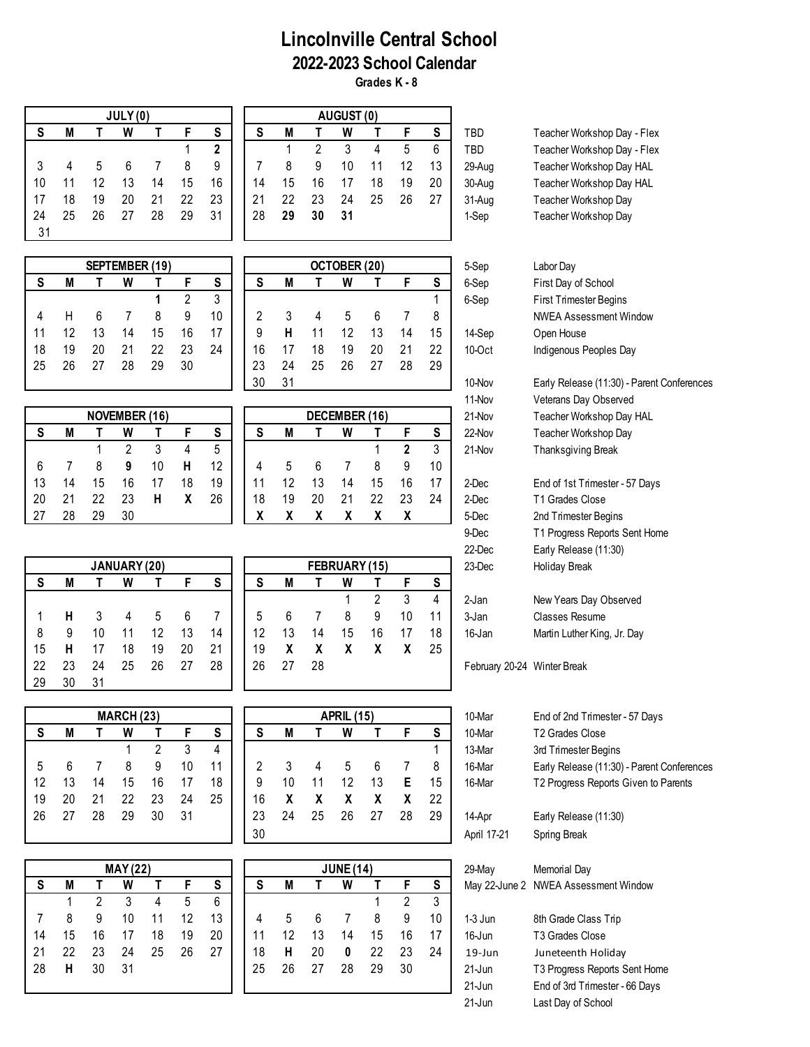# Lincolnville Central School

## 2022-2023 School Calendar

**Grades K - 8**

### JULY (0)

| S | M | T | W | T | F | S |
|---|---|---|---|---|---|---|
| | | | | | 1 | **2** |
| 3 | 4 | 5 | 6 | 7 | 8 | 9 |
| 10 | 11 | 12 | 13 | 14 | 15 | 16 |
| 17 | 18 | 19 | 20 | 21 | 22 | 23 |
| 24 | 25 | 26 | 27 | 28 | 29 | 31 |
| 31 | | | | | | |

### AUGUST (0)

| S | M | T | W | T | F | S |
|---|---|---|---|---|---|---|
| | 1 | 2 | 3 | 4 | 5 | 6 |
| 7 | 8 | 9 | 10 | 11 | 12 | 13 |
| 14 | 15 | 16 | 17 | 18 | 19 | 20 |
| 21 | 22 | 23 | 24 | 25 | 26 | 27 |
| 28 | **29** | **30** | **31** | | | |

### SEPTEMBER (19)

| S | M | T | W | T | F | S |
|---|---|---|---|---|---|---|
| | | | | **1** | 2 | 3 |
| 4 | H | 6 | 7 | 8 | 9 | 10 |
| 11 | 12 | 13 | 14 | 15 | 16 | 17 |
| 18 | 19 | 20 | 21 | 22 | 23 | 24 |
| 25 | 26 | 27 | 28 | 29 | 30 | |

### OCTOBER (20)

| S | M | T | W | T | F | S |
|---|---|---|---|---|---|---|
| | | | | | | 1 |
| 2 | 3 | 4 | 5 | 6 | 7 | 8 |
| 9 | **H** | 11 | 12 | 13 | 14 | 15 |
| 16 | 17 | 18 | 19 | 20 | 21 | 22 |
| 23 | 24 | 25 | 26 | 27 | 28 | 29 |
| 30 | 31 | | | | | |

### NOVEMBER (16)

| S | M | T | W | T | F | S |
|---|---|---|---|---|---|---|
| | | 1 | 2 | 3 | 4 | 5 |
| 6 | 7 | 8 | **9** | 10 | **H** | 12 |
| 13 | 14 | 15 | 16 | 17 | 18 | 19 |
| 20 | 21 | 22 | 23 | **H** | **X** | 26 |
| 27 | 28 | 29 | 30 | | | |

### DECEMBER (16)

| S | M | T | W | T | F | S |
|---|---|---|---|---|---|---|
| | | | | 1 | **2** | 3 |
| 4 | 5 | 6 | 7 | 8 | 9 | 10 |
| 11 | 12 | 13 | 14 | 15 | 16 | 17 |
| 18 | 19 | 20 | 21 | 22 | 23 | 24 |
| **X** | **X** | **X** | **X** | **X** | **X** | |

### JANUARY (20)

| S | M | T | W | T | F | S |
|---|---|---|---|---|---|---|
| | | | | | | |
| 1 | **H** | 3 | 4 | 5 | 6 | 7 |
| 8 | 9 | 10 | 11 | 12 | 13 | 14 |
| 15 | **H** | 17 | 18 | 19 | 20 | 21 |
| 22 | 23 | 24 | 25 | 26 | 27 | 28 |
| 29 | 30 | 31 | | | | |

### FEBRUARY (15)

| S | M | T | W | T | F | S |
|---|---|---|---|---|---|---|
| | | | 1 | 2 | 3 | 4 |
| 5 | 6 | 7 | 8 | 9 | 10 | 11 |
| 12 | 13 | 14 | 15 | 16 | 17 | 18 |
| 19 | **X** | **X** | **X** | **X** | **X** | 25 |
| 26 | 27 | 28 | | | | |

### MARCH (23)

| S | M | T | W | T | F | S |
|---|---|---|---|---|---|---|
| | | | 1 | 2 | 3 | 4 |
| 5 | 6 | 7 | 8 | 9 | 10 | 11 |
| 12 | 13 | 14 | 15 | 16 | 17 | 18 |
| 19 | 20 | 21 | 22 | 23 | 24 | 25 |
| 26 | 27 | 28 | 29 | 30 | 31 | |

### APRIL (15)

| S | M | T | W | T | F | S |
|---|---|---|---|---|---|---|
| | | | | | | 1 |
| 2 | 3 | 4 | 5 | 6 | 7 | 8 |
| 9 | 10 | 11 | 12 | 13 | **E** | 15 |
| 16 | **X** | **X** | **X** | **X** | **X** | 22 |
| 23 | 24 | 25 | 26 | 27 | 28 | 29 |
| 30 | | | | | | |

### MAY (22)

| S | M | T | W | T | F | S |
|---|---|---|---|---|---|---|
| | 1 | 2 | 3 | 4 | 5 | 6 |
| 7 | 8 | 9 | 10 | 11 | 12 | 13 |
| 14 | 15 | 16 | 17 | 18 | 19 | 20 |
| 21 | 22 | 23 | 24 | 25 | 26 | 27 |
| 28 | **H** | 30 | 31 | | | |

### JUNE (14)

| S | M | T | W | T | F | S |
|---|---|---|---|---|---|---|
| | | | | 1 | 2 | 3 |
| 4 | 5 | 6 | 7 | 8 | 9 | 10 |
| 11 | 12 | 13 | 14 | 15 | 16 | 17 |
| 18 | **H** | 20 | **0** | 22 | 23 | 24 |
| 25 | 26 | 27 | 28 | 29 | 30 | |

### Important Dates

| Date | Event |
|---|---|
| TBD | Teacher Workshop Day - Flex |
| TBD | Teacher Workshop Day - Flex |
| 29-Aug | Teacher Workshop Day HAL |
| 30-Aug | Teacher Workshop Day HAL |
| 31-Aug | Teacher Workshop Day |
| 1-Sep | Teacher Workshop Day |
| 5-Sep | Labor Day |
| 6-Sep | First Day of School |
| 6-Sep | First Trimester Begins |
| | NWEA Assessment Window |
| 14-Sep | Open House |
| 10-Oct | Indigenous Peoples Day |
| 10-Nov | Early Release (11:30) - Parent Conferences |
| 11-Nov | Veterans Day Observed |
| 21-Nov | Teacher Workshop Day HAL |
| 22-Nov | Teacher Workshop Day |
| 21-Nov | Thanksgiving Break |
| 2-Dec | End of 1st Trimester - 57 Days |
| 2-Dec | T1 Grades Close |
| 5-Dec | 2nd Trimester Begins |
| 9-Dec | T1 Progress Reports Sent Home |
| 22-Dec | Early Release (11:30) |
| 23-Dec | Holiday Break |
| 2-Jan | New Years Day Observed |
| 3-Jan | Classes Resume |
| 16-Jan | Martin Luther King, Jr. Day |
| February 20-24 | Winter Break |
| 10-Mar | End of 2nd Trimester - 57 Days |
| 10-Mar | T2 Grades Close |
| 13-Mar | 3rd Trimester Begins |
| 16-Mar | Early Release (11:30) - Parent Conferences |
| 16-Mar | T2 Progress Reports Given to Parents |
| 14-Apr | Early Release (11:30) |
| April 17-21 | Spring Break |
| 29-May | Memorial Day |
| May 22-June 2 | NWEA Assessment Window |
| 1-3 Jun | 8th Grade Class Trip |
| 16-Jun | T3 Grades Close |
| 19-Jun | Juneteenth Holiday |
| 21-Jun | T3 Progress Reports Sent Home |
| 21-Jun | End of 3rd Trimester - 66 Days |
| 21-Jun | Last Day of School |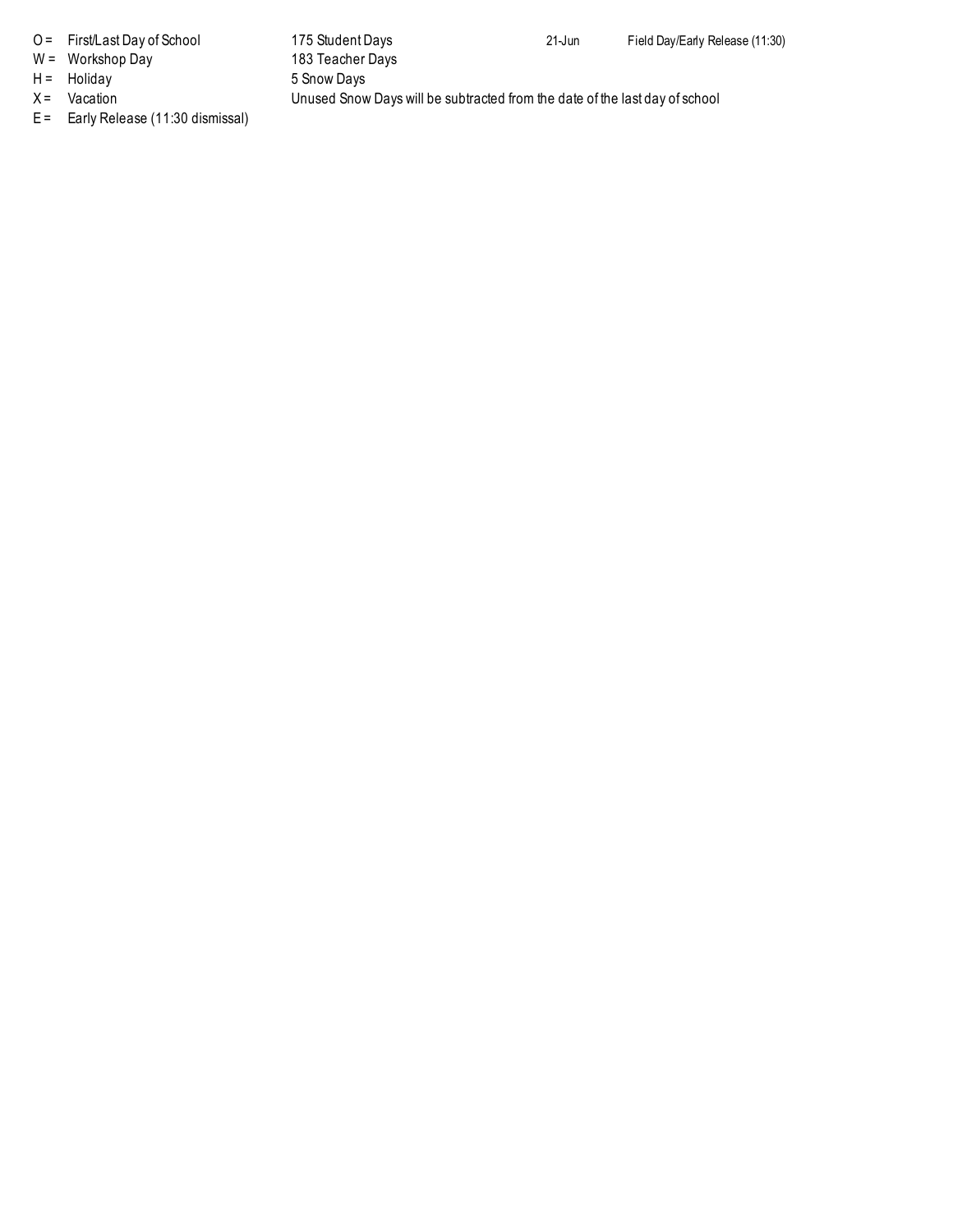O = First/Last Day of School

W = Workshop Day

H = Holiday

X = Vacation

E = Early Release (11:30 dismissal)

175 Student Days

183 Teacher Days

5 Snow Days

Unused Snow Days will be subtracted from the date of the last day of school

21-Jun Field Day/Early Release (11:30)